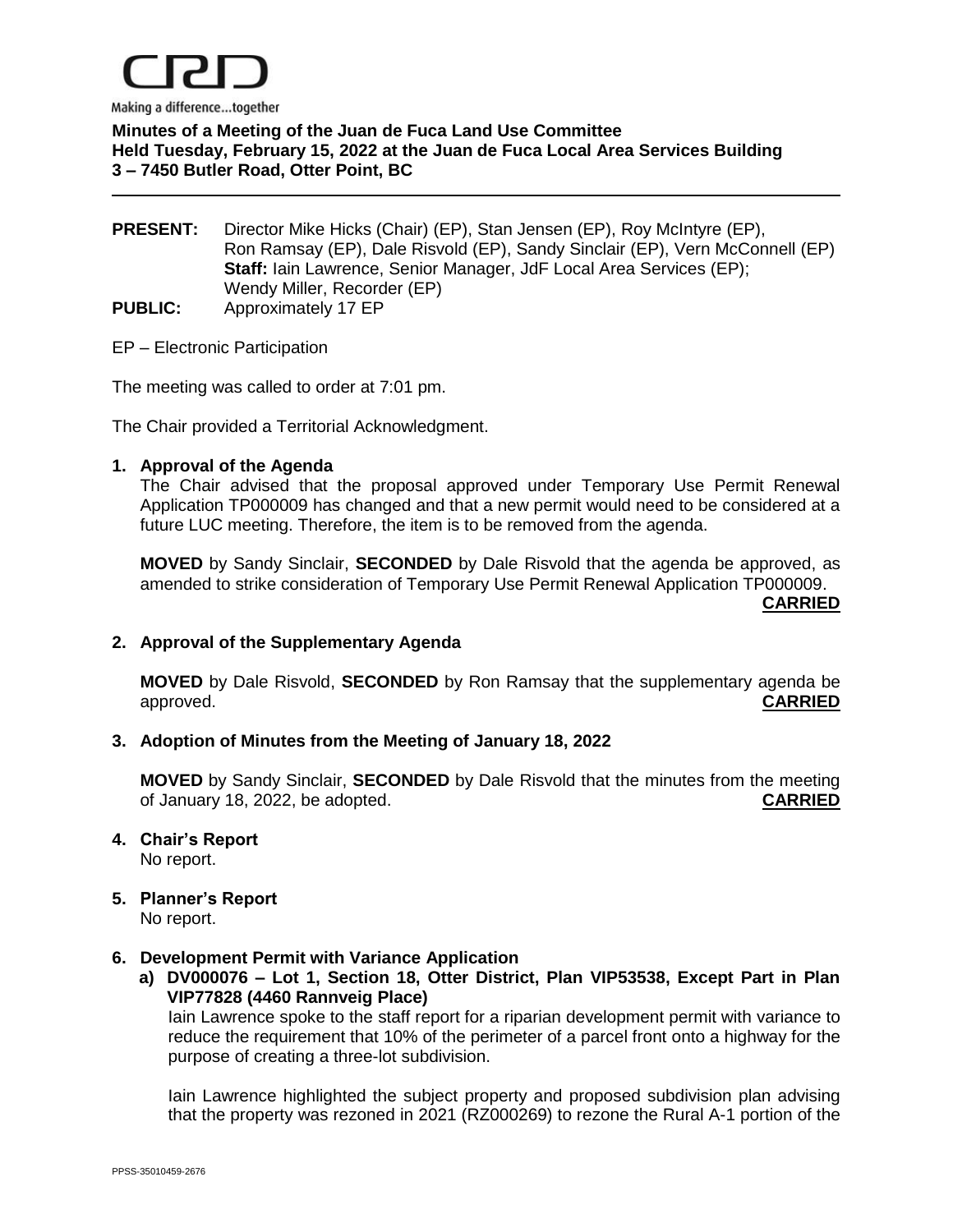CRD

Making a difference...together

**Minutes of a Meeting of the Juan de Fuca Land Use Committee**
**Held Tuesday, February 15, 2022 at the Juan de Fuca Local Area Services Building**
**3 – 7450 Butler Road, Otter Point, BC**

---

**PRESENT:** Director Mike Hicks (Chair) (EP), Stan Jensen (EP), Roy McIntyre (EP), Ron Ramsay (EP), Dale Risvold (EP), Sandy Sinclair (EP), Vern McConnell (EP)
**Staff:** Iain Lawrence, Senior Manager, JdF Local Area Services (EP); Wendy Miller, Recorder (EP)

**PUBLIC:** Approximately 17 EP

EP – Electronic Participation

The meeting was called to order at 7:01 pm.

The Chair provided a Territorial Acknowledgment.

**1. Approval of the Agenda**

The Chair advised that the proposal approved under Temporary Use Permit Renewal Application TP000009 has changed and that a new permit would need to be considered at a future LUC meeting. Therefore, the item is to be removed from the agenda.

**MOVED** by Sandy Sinclair, **SECONDED** by Dale Risvold that the agenda be approved, as amended to strike consideration of Temporary Use Permit Renewal Application TP000009.
**CARRIED**

**2. Approval of the Supplementary Agenda**

**MOVED** by Dale Risvold, **SECONDED** by Ron Ramsay that the supplementary agenda be approved. **CARRIED**

**3. Adoption of Minutes from the Meeting of January 18, 2022**

**MOVED** by Sandy Sinclair, **SECONDED** by Dale Risvold that the minutes from the meeting of January 18, 2022, be adopted. **CARRIED**

**4. Chair's Report**

No report.

**5. Planner's Report**

No report.

**6. Development Permit with Variance Application**

**a) DV000076 – Lot 1, Section 18, Otter District, Plan VIP53538, Except Part in Plan VIP77828 (4460 Rannveig Place)**

Iain Lawrence spoke to the staff report for a riparian development permit with variance to reduce the requirement that 10% of the perimeter of a parcel front onto a highway for the purpose of creating a three-lot subdivision.

Iain Lawrence highlighted the subject property and proposed subdivision plan advising that the property was rezoned in 2021 (RZ000269) to rezone the Rural A-1 portion of the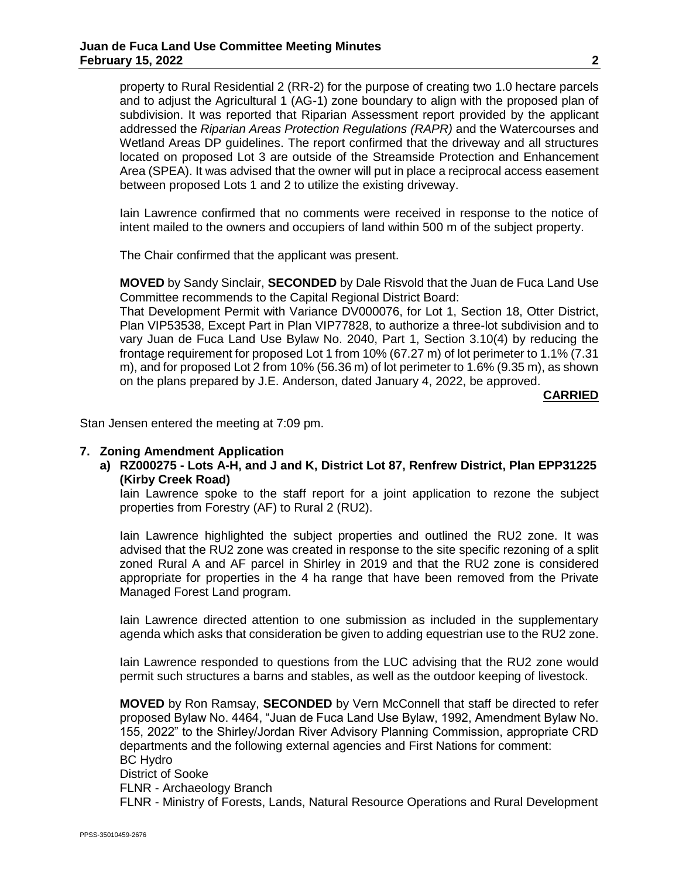property to Rural Residential 2 (RR-2) for the purpose of creating two 1.0 hectare parcels and to adjust the Agricultural 1 (AG-1) zone boundary to align with the proposed plan of subdivision. It was reported that Riparian Assessment report provided by the applicant addressed the *Riparian Areas Protection Regulations (RAPR)* and the Watercourses and Wetland Areas DP guidelines. The report confirmed that the driveway and all structures located on proposed Lot 3 are outside of the Streamside Protection and Enhancement Area (SPEA). It was advised that the owner will put in place a reciprocal access easement between proposed Lots 1 and 2 to utilize the existing driveway.

Iain Lawrence confirmed that no comments were received in response to the notice of intent mailed to the owners and occupiers of land within 500 m of the subject property.

The Chair confirmed that the applicant was present.

**MOVED** by Sandy Sinclair, **SECONDED** by Dale Risvold that the Juan de Fuca Land Use Committee recommends to the Capital Regional District Board:
That Development Permit with Variance DV000076, for Lot 1, Section 18, Otter District, Plan VIP53538, Except Part in Plan VIP77828, to authorize a three-lot subdivision and to vary Juan de Fuca Land Use Bylaw No. 2040, Part 1, Section 3.10(4) by reducing the frontage requirement for proposed Lot 1 from 10% (67.27 m) of lot perimeter to 1.1% (7.31 m), and for proposed Lot 2 from 10% (56.36 m) of lot perimeter to 1.6% (9.35 m), as shown on the plans prepared by J.E. Anderson, dated January 4, 2022, be approved.

**CARRIED**

Stan Jensen entered the meeting at 7:09 pm.

## 7. Zoning Amendment Application

### a) RZ000275 - Lots A-H, and J and K, District Lot 87, Renfrew District, Plan EPP31225 (Kirby Creek Road)

Iain Lawrence spoke to the staff report for a joint application to rezone the subject properties from Forestry (AF) to Rural 2 (RU2).

Iain Lawrence highlighted the subject properties and outlined the RU2 zone. It was advised that the RU2 zone was created in response to the site specific rezoning of a split zoned Rural A and AF parcel in Shirley in 2019 and that the RU2 zone is considered appropriate for properties in the 4 ha range that have been removed from the Private Managed Forest Land program.

Iain Lawrence directed attention to one submission as included in the supplementary agenda which asks that consideration be given to adding equestrian use to the RU2 zone.

Iain Lawrence responded to questions from the LUC advising that the RU2 zone would permit such structures a barns and stables, as well as the outdoor keeping of livestock.

**MOVED** by Ron Ramsay, **SECONDED** by Vern McConnell that staff be directed to refer proposed Bylaw No. 4464, "Juan de Fuca Land Use Bylaw, 1992, Amendment Bylaw No. 155, 2022" to the Shirley/Jordan River Advisory Planning Commission, appropriate CRD departments and the following external agencies and First Nations for comment:
BC Hydro
District of Sooke
FLNR - Archaeology Branch
FLNR - Ministry of Forests, Lands, Natural Resource Operations and Rural Development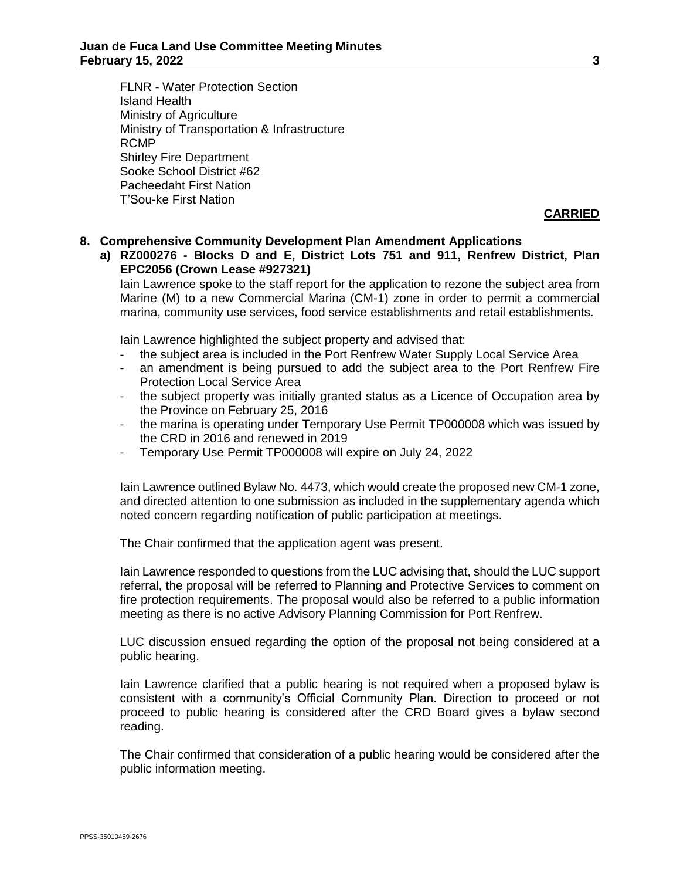FLNR - Water Protection Section
Island Health
Ministry of Agriculture
Ministry of Transportation & Infrastructure
RCMP
Shirley Fire Department
Sooke School District #62
Pacheedaht First Nation
T'Sou-ke First Nation

**CARRIED**

**8. Comprehensive Community Development Plan Amendment Applications**

**a) RZ000276 - Blocks D and E, District Lots 751 and 911, Renfrew District, Plan EPC2056 (Crown Lease #927321)**

Iain Lawrence spoke to the staff report for the application to rezone the subject area from Marine (M) to a new Commercial Marina (CM-1) zone in order to permit a commercial marina, community use services, food service establishments and retail establishments.

Iain Lawrence highlighted the subject property and advised that:

- the subject area is included in the Port Renfrew Water Supply Local Service Area
- an amendment is being pursued to add the subject area to the Port Renfrew Fire Protection Local Service Area
- the subject property was initially granted status as a Licence of Occupation area by the Province on February 25, 2016
- the marina is operating under Temporary Use Permit TP000008 which was issued by the CRD in 2016 and renewed in 2019
- Temporary Use Permit TP000008 will expire on July 24, 2022

Iain Lawrence outlined Bylaw No. 4473, which would create the proposed new CM-1 zone, and directed attention to one submission as included in the supplementary agenda which noted concern regarding notification of public participation at meetings.

The Chair confirmed that the application agent was present.

Iain Lawrence responded to questions from the LUC advising that, should the LUC support referral, the proposal will be referred to Planning and Protective Services to comment on fire protection requirements. The proposal would also be referred to a public information meeting as there is no active Advisory Planning Commission for Port Renfrew.

LUC discussion ensued regarding the option of the proposal not being considered at a public hearing.

Iain Lawrence clarified that a public hearing is not required when a proposed bylaw is consistent with a community's Official Community Plan. Direction to proceed or not proceed to public hearing is considered after the CRD Board gives a bylaw second reading.

The Chair confirmed that consideration of a public hearing would be considered after the public information meeting.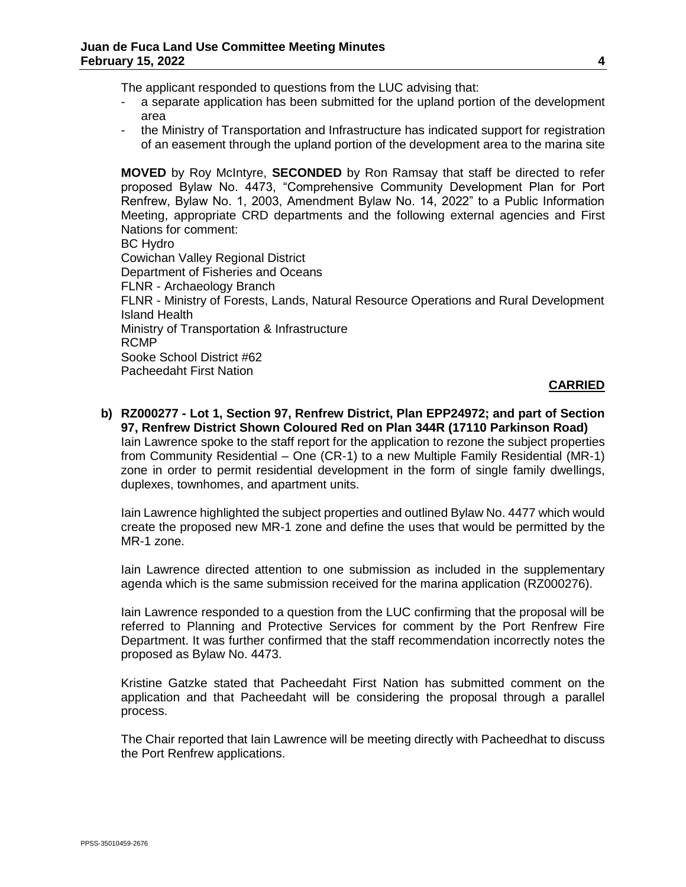The applicant responded to questions from the LUC advising that:

- a separate application has been submitted for the upland portion of the development area
- the Ministry of Transportation and Infrastructure has indicated support for registration of an easement through the upland portion of the development area to the marina site

**MOVED** by Roy McIntyre, **SECONDED** by Ron Ramsay that staff be directed to refer proposed Bylaw No. 4473, "Comprehensive Community Development Plan for Port Renfrew, Bylaw No. 1, 2003, Amendment Bylaw No. 14, 2022" to a Public Information Meeting, appropriate CRD departments and the following external agencies and First Nations for comment:
BC Hydro
Cowichan Valley Regional District
Department of Fisheries and Oceans
FLNR - Archaeology Branch
FLNR - Ministry of Forests, Lands, Natural Resource Operations and Rural Development
Island Health
Ministry of Transportation & Infrastructure
RCMP
Sooke School District #62
Pacheedaht First Nation

**CARRIED**

**b) RZ000277 - Lot 1, Section 97, Renfrew District, Plan EPP24972; and part of Section 97, Renfrew District Shown Coloured Red on Plan 344R (17110 Parkinson Road)**

Iain Lawrence spoke to the staff report for the application to rezone the subject properties from Community Residential – One (CR-1) to a new Multiple Family Residential (MR-1) zone in order to permit residential development in the form of single family dwellings, duplexes, townhomes, and apartment units.

Iain Lawrence highlighted the subject properties and outlined Bylaw No. 4477 which would create the proposed new MR-1 zone and define the uses that would be permitted by the MR-1 zone.

Iain Lawrence directed attention to one submission as included in the supplementary agenda which is the same submission received for the marina application (RZ000276).

Iain Lawrence responded to a question from the LUC confirming that the proposal will be referred to Planning and Protective Services for comment by the Port Renfrew Fire Department. It was further confirmed that the staff recommendation incorrectly notes the proposed as Bylaw No. 4473.

Kristine Gatzke stated that Pacheedaht First Nation has submitted comment on the application and that Pacheedaht will be considering the proposal through a parallel process.

The Chair reported that Iain Lawrence will be meeting directly with Pacheedhat to discuss the Port Renfrew applications.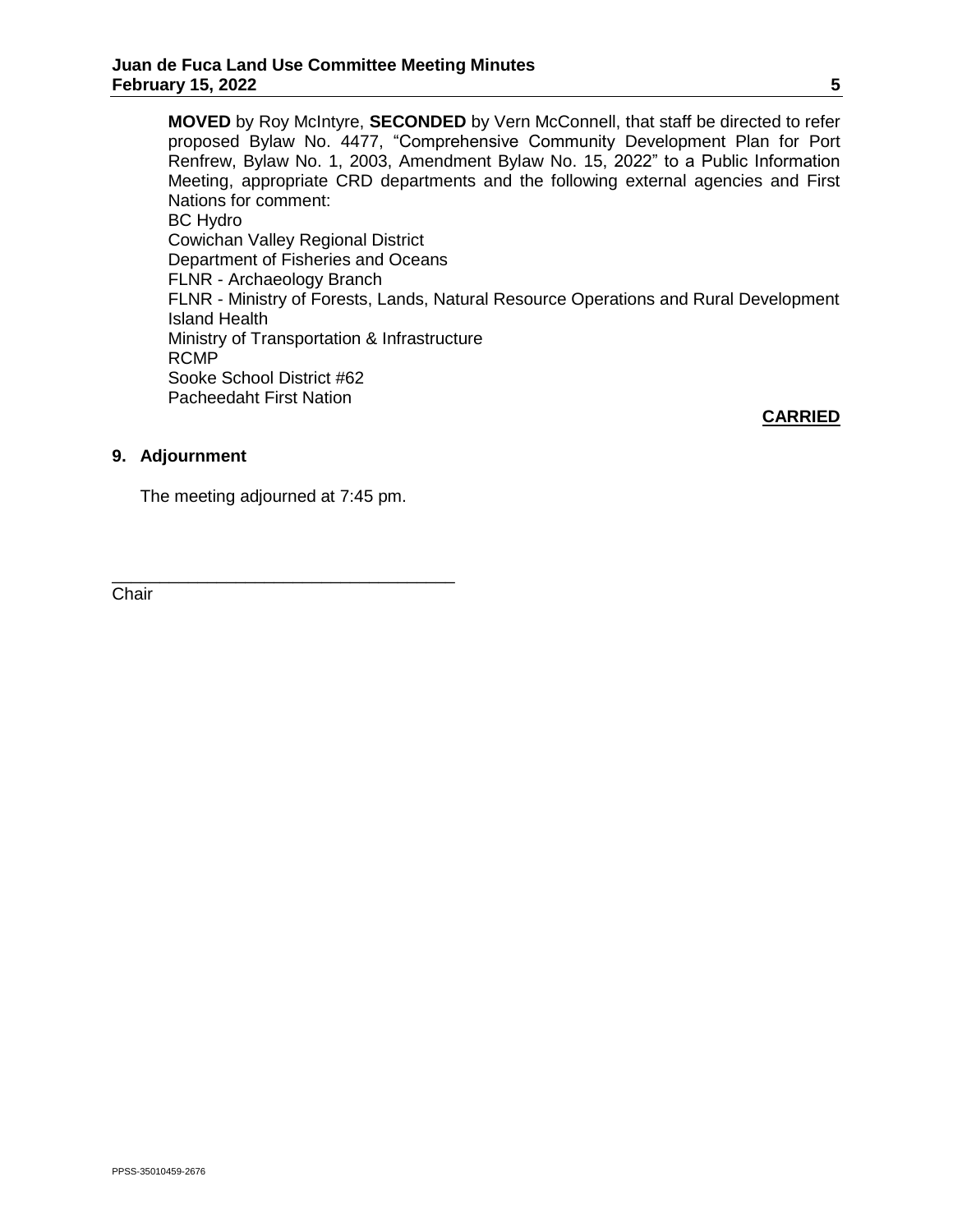**MOVED** by Roy McIntyre, **SECONDED** by Vern McConnell, that staff be directed to refer proposed Bylaw No. 4477, “Comprehensive Community Development Plan for Port Renfrew, Bylaw No. 1, 2003, Amendment Bylaw No. 15, 2022” to a Public Information Meeting, appropriate CRD departments and the following external agencies and First Nations for comment:
BC Hydro
Cowichan Valley Regional District
Department of Fisheries and Oceans
FLNR - Archaeology Branch
FLNR - Ministry of Forests, Lands, Natural Resource Operations and Rural Development
Island Health
Ministry of Transportation & Infrastructure
RCMP
Sooke School District #62
Pacheedaht First Nation

**CARRIED**

## 9. Adjournment

The meeting adjourned at 7:45 pm.

___________________________________
Chair

PPSS-35010459-2676